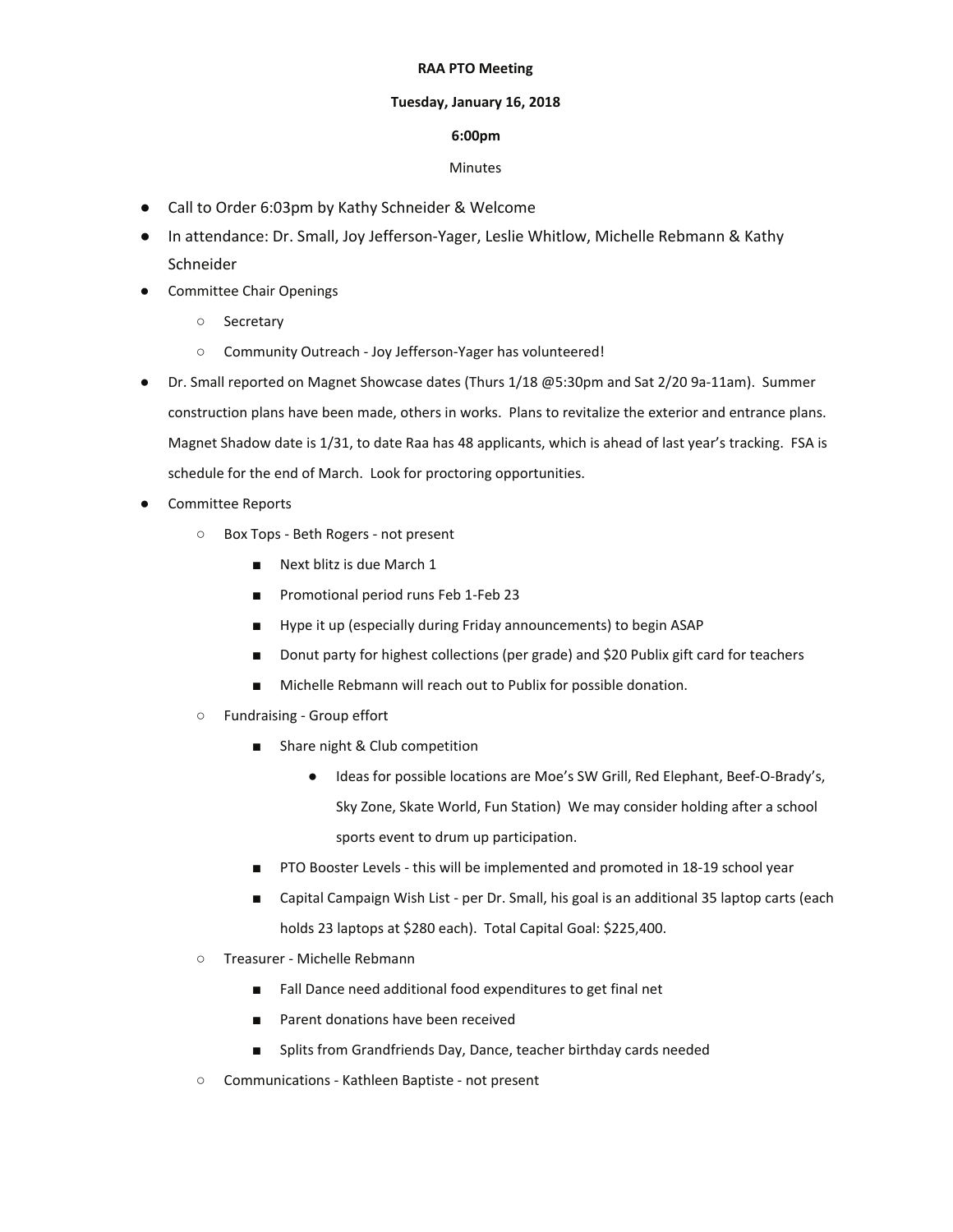**RAA PTO Meeting**

**Tuesday, January 16, 2018**

**6:00pm**

Minutes

- Call to Order 6:03pm by Kathy Schneider & Welcome
- In attendance: Dr. Small, Joy Jefferson-Yager, Leslie Whitlow, Michelle Rebmann & Kathy Schneider
- Committee Chair Openings
  - Secretary
  - Community Outreach - Joy Jefferson-Yager has volunteered!
- Dr. Small reported on Magnet Showcase dates (Thurs 1/18 @5:30pm and Sat 2/20 9a-11am). Summer construction plans have been made, others in works. Plans to revitalize the exterior and entrance plans. Magnet Shadow date is 1/31, to date Raa has 48 applicants, which is ahead of last year's tracking. FSA is schedule for the end of March. Look for proctoring opportunities.
- Committee Reports
  - Box Tops - Beth Rogers - not present
    - Next blitz is due March 1
    - Promotional period runs Feb 1-Feb 23
    - Hype it up (especially during Friday announcements) to begin ASAP
    - Donut party for highest collections (per grade) and $20 Publix gift card for teachers
    - Michelle Rebmann will reach out to Publix for possible donation.
  - Fundraising - Group effort
    - Share night & Club competition
      - Ideas for possible locations are Moe's SW Grill, Red Elephant, Beef-O-Brady's, Sky Zone, Skate World, Fun Station) We may consider holding after a school sports event to drum up participation.
    - PTO Booster Levels - this will be implemented and promoted in 18-19 school year
    - Capital Campaign Wish List - per Dr. Small, his goal is an additional 35 laptop carts (each holds 23 laptops at $280 each). Total Capital Goal: $225,400.
  - Treasurer - Michelle Rebmann
    - Fall Dance need additional food expenditures to get final net
    - Parent donations have been received
    - Splits from Grandfriends Day, Dance, teacher birthday cards needed
  - Communications - Kathleen Baptiste - not present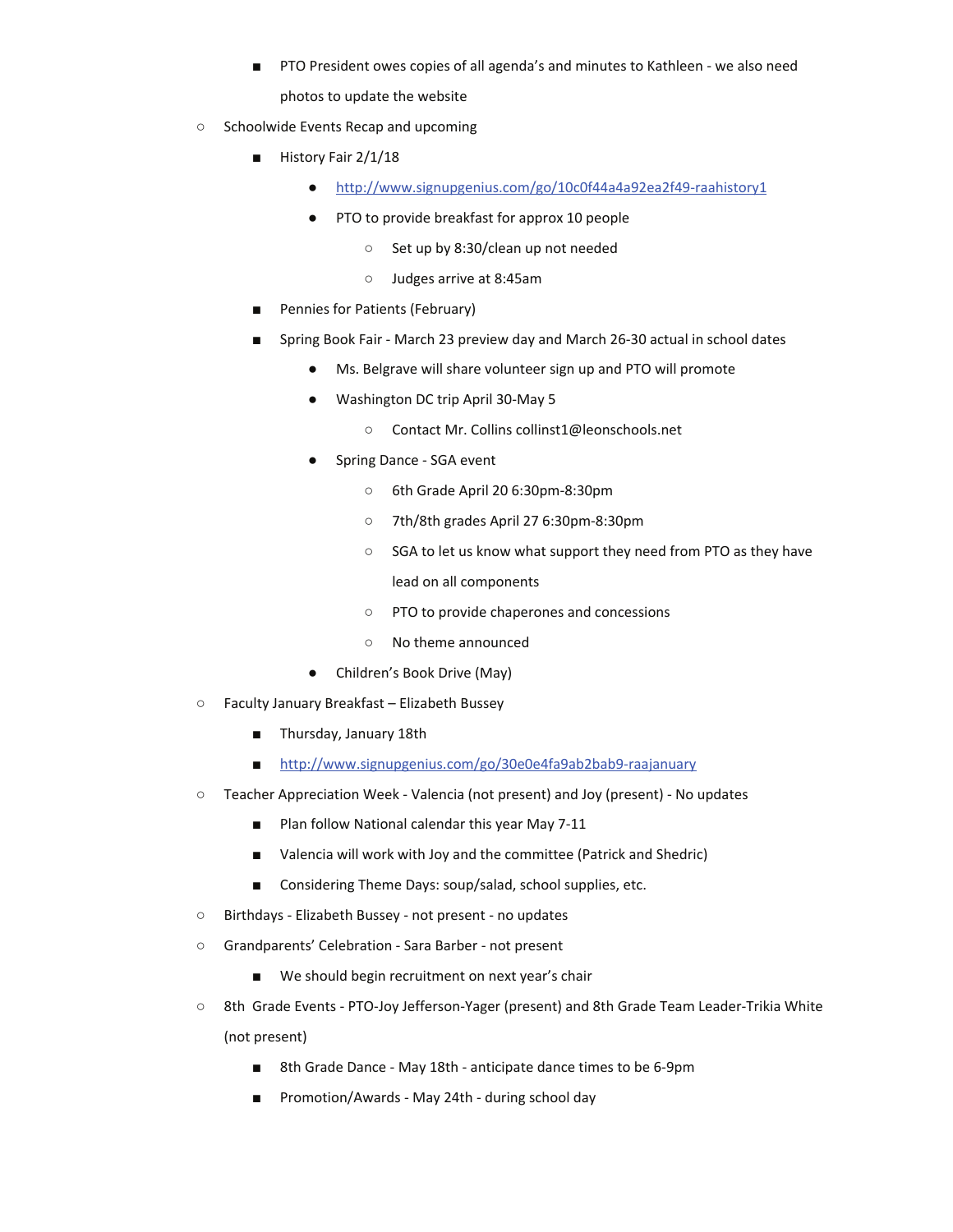- PTO President owes copies of all agenda's and minutes to Kathleen - we also need photos to update the website
- Schoolwide Events Recap and upcoming
    - History Fair 2/1/18
        - [http://www.signupgenius.com/go/10c0f44a4a92ea2f49-raahistory1](http://www.signupgenius.com/go/10c0f44a4a92ea2f49-raahistory1)
        - PTO to provide breakfast for approx 10 people
            - Set up by 8:30/clean up not needed
            - Judges arrive at 8:45am
    - Pennies for Patients (February)
    - Spring Book Fair - March 23 preview day and March 26-30 actual in school dates
        - Ms. Belgrave will share volunteer sign up and PTO will promote
        - Washington DC trip April 30-May 5
            - Contact Mr. Collins collinst1@leonschools.net
        - Spring Dance - SGA event
            - 6th Grade April 20 6:30pm-8:30pm
            - 7th/8th grades April 27 6:30pm-8:30pm
            - SGA to let us know what support they need from PTO as they have lead on all components
            - PTO to provide chaperones and concessions
            - No theme announced
        - Children's Book Drive (May)
- Faculty January Breakfast – Elizabeth Bussey
    - Thursday, January 18th
    - [http://www.signupgenius.com/go/30e0e4fa9ab2bab9-raajanuary](http://www.signupgenius.com/go/30e0e4fa9ab2bab9-raajanuary)
- Teacher Appreciation Week - Valencia (not present) and Joy (present) - No updates
    - Plan follow National calendar this year May 7-11
    - Valencia will work with Joy and the committee (Patrick and Shedric)
    - Considering Theme Days: soup/salad, school supplies, etc.
- Birthdays - Elizabeth Bussey - not present - no updates
- Grandparents' Celebration - Sara Barber - not present
    - We should begin recruitment on next year's chair
- 8th Grade Events - PTO-Joy Jefferson-Yager (present) and 8th Grade Team Leader-Trikia White (not present)
    - 8th Grade Dance - May 18th - anticipate dance times to be 6-9pm
    - Promotion/Awards - May 24th - during school day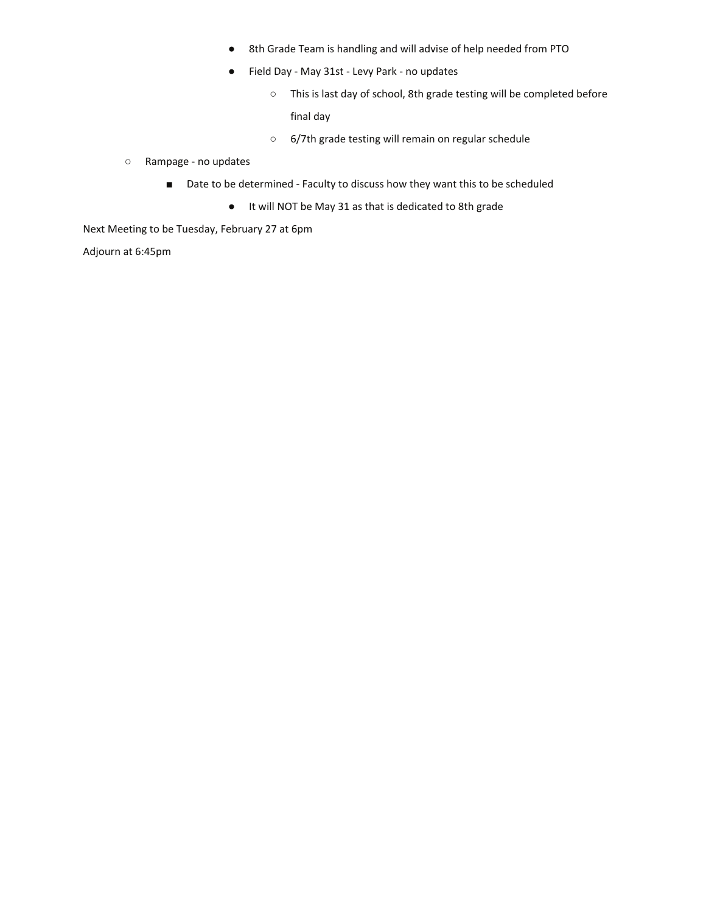- 8th Grade Team is handling and will advise of help needed from PTO
            - Field Day - May 31st - Levy Park - no updates
                - This is last day of school, 8th grade testing will be completed before final day
                - 6/7th grade testing will remain on regular schedule
    - Rampage - no updates
        - Date to be determined - Faculty to discuss how they want this to be scheduled
            - It will NOT be May 31 as that is dedicated to 8th grade

Next Meeting to be Tuesday, February 27 at 6pm

Adjourn at 6:45pm